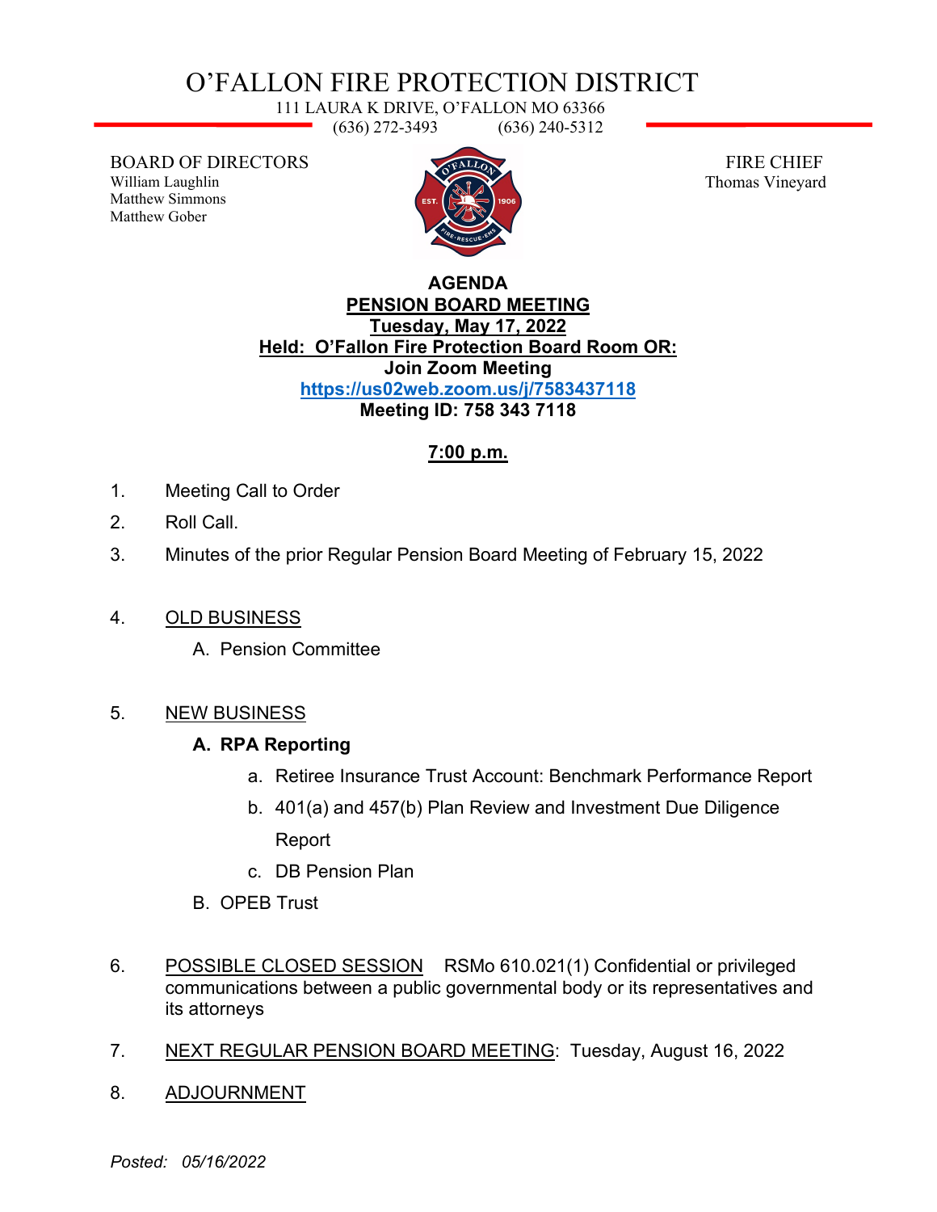# O'FALLON FIRE PROTECTION DISTRICT

111 LAURA K DRIVE, O'FALLON MO 63366
(636) 272-3493 (636) 240-5312

BOARD OF DIRECTORS
William Laughlin
Matthew Simmons
Matthew Gober

FIRE CHIEF
Thomas Vineyard

**AGENDA**
**PENSION BOARD MEETING**
**Tuesday, May 17, 2022**
**Held: O'Fallon Fire Protection Board Room OR:**
**Join Zoom Meeting**
**https://us02web.zoom.us/j/7583437118**
**Meeting ID: 758 343 7118**

**7:00 p.m.**

1. Meeting Call to Order
2. Roll Call.
3. Minutes of the prior Regular Pension Board Meeting of February 15, 2022
4. OLD BUSINESS
   - A. Pension Committee
5. NEW BUSINESS
   - **A. RPA Reporting**
     - a. Retiree Insurance Trust Account: Benchmark Performance Report
     - b. 401(a) and 457(b) Plan Review and Investment Due Diligence Report
     - c. DB Pension Plan
   - B. OPEB Trust
6. POSSIBLE CLOSED SESSION RSMo 610.021(1) Confidential or privileged communications between a public governmental body or its representatives and its attorneys
7. NEXT REGULAR PENSION BOARD MEETING: Tuesday, August 16, 2022
8. ADJOURNMENT

*Posted: 05/16/2022*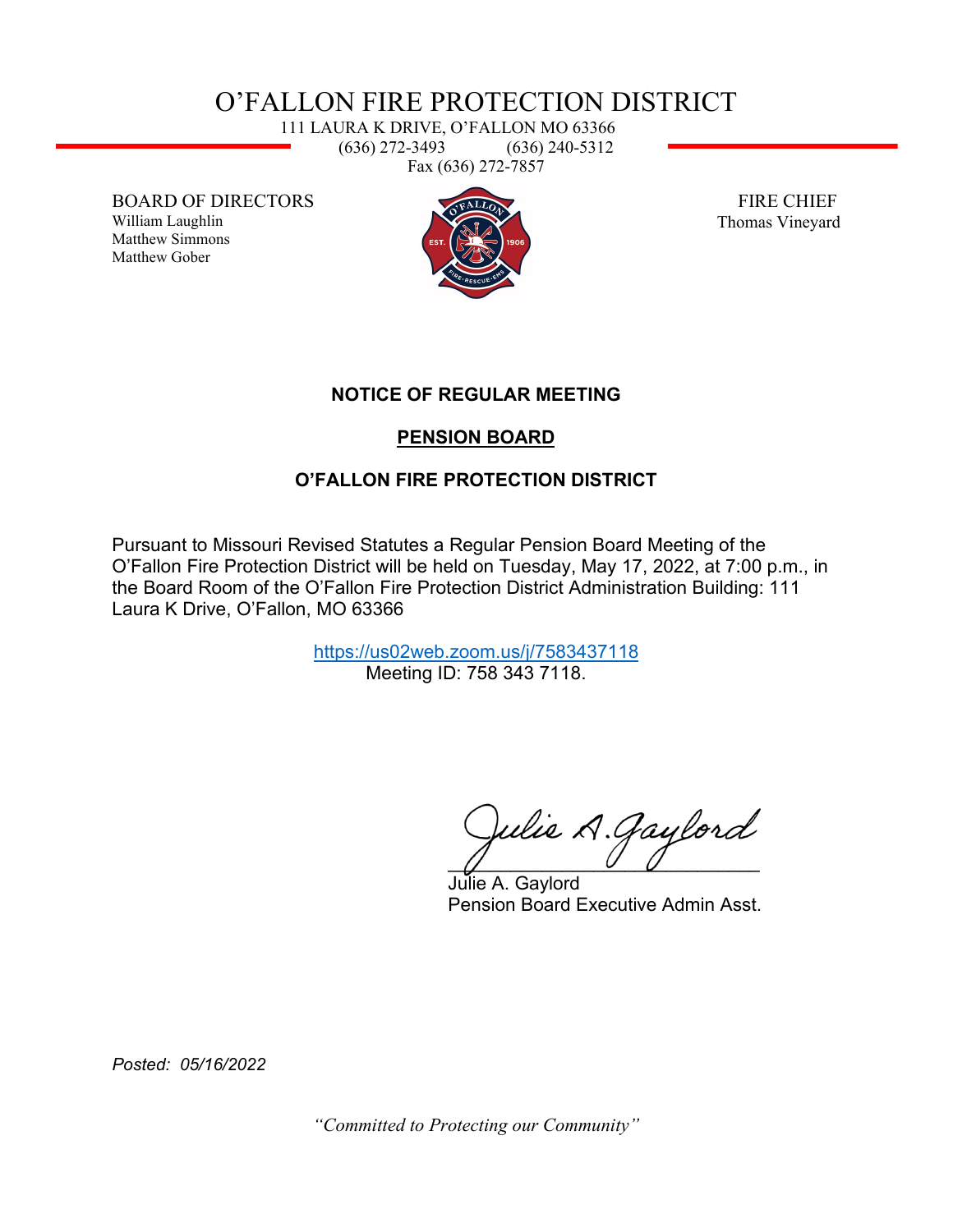# O'FALLON FIRE PROTECTION DISTRICT

111 LAURA K DRIVE, O'FALLON MO 63366
(636) 272-3493 (636) 240-5312
Fax (636) 272-7857

BOARD OF DIRECTORS
William Laughlin
Matthew Simmons
Matthew Gober

FIRE CHIEF
Thomas Vineyard

**NOTICE OF REGULAR MEETING**

**PENSION BOARD**

**O'FALLON FIRE PROTECTION DISTRICT**

Pursuant to Missouri Revised Statutes a Regular Pension Board Meeting of the O'Fallon Fire Protection District will be held on Tuesday, May 17, 2022, at 7:00 p.m., in the Board Room of the O'Fallon Fire Protection District Administration Building: 111 Laura K Drive, O'Fallon, MO 63366

https://us02web.zoom.us/j/7583437118
Meeting ID: 758 343 7118.

Julie A. Gaylord
Pension Board Executive Admin Asst.

*Posted: 05/16/2022*

*"Committed to Protecting our Community"*